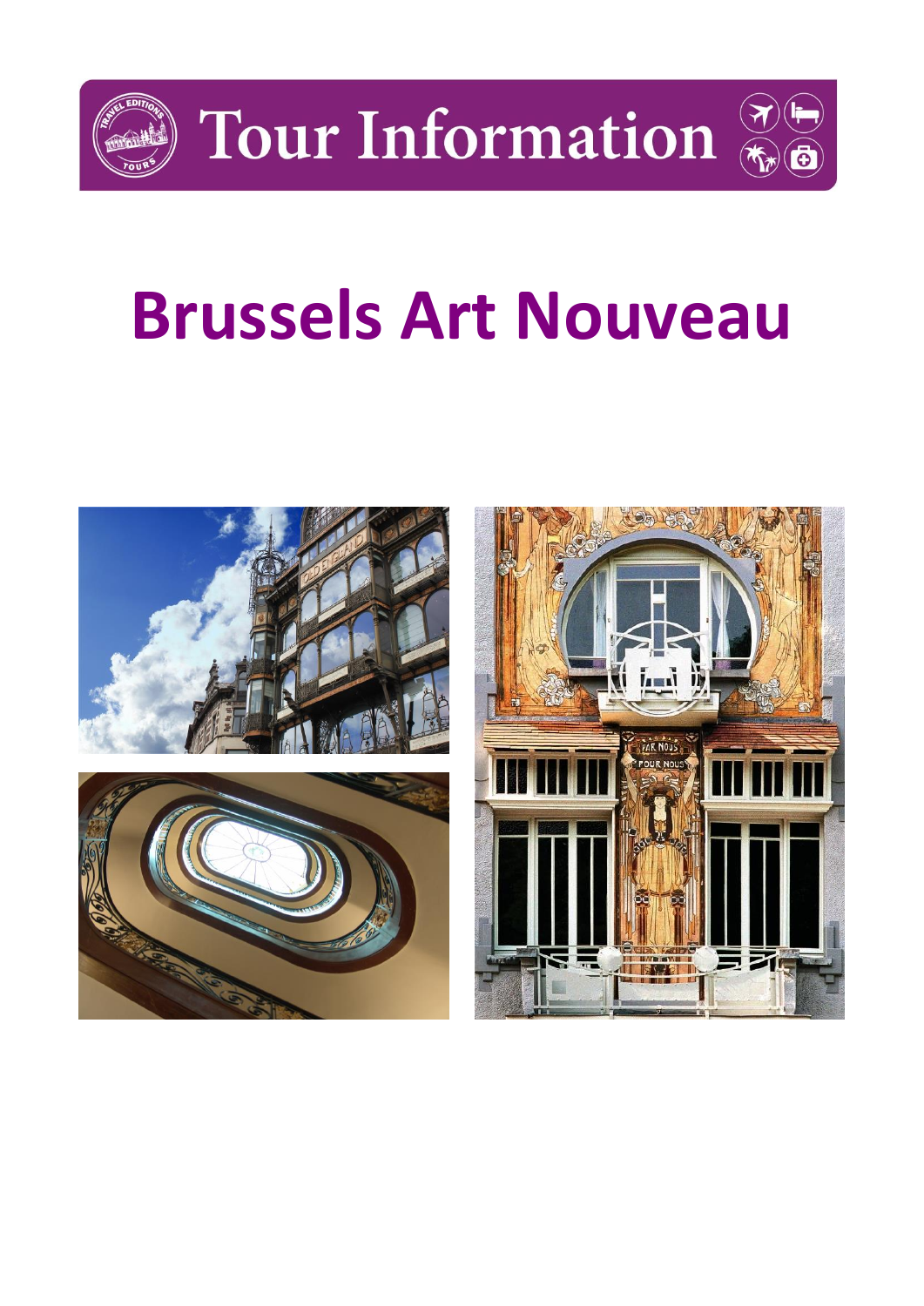# Tour Information

# Brussels Art Nouveau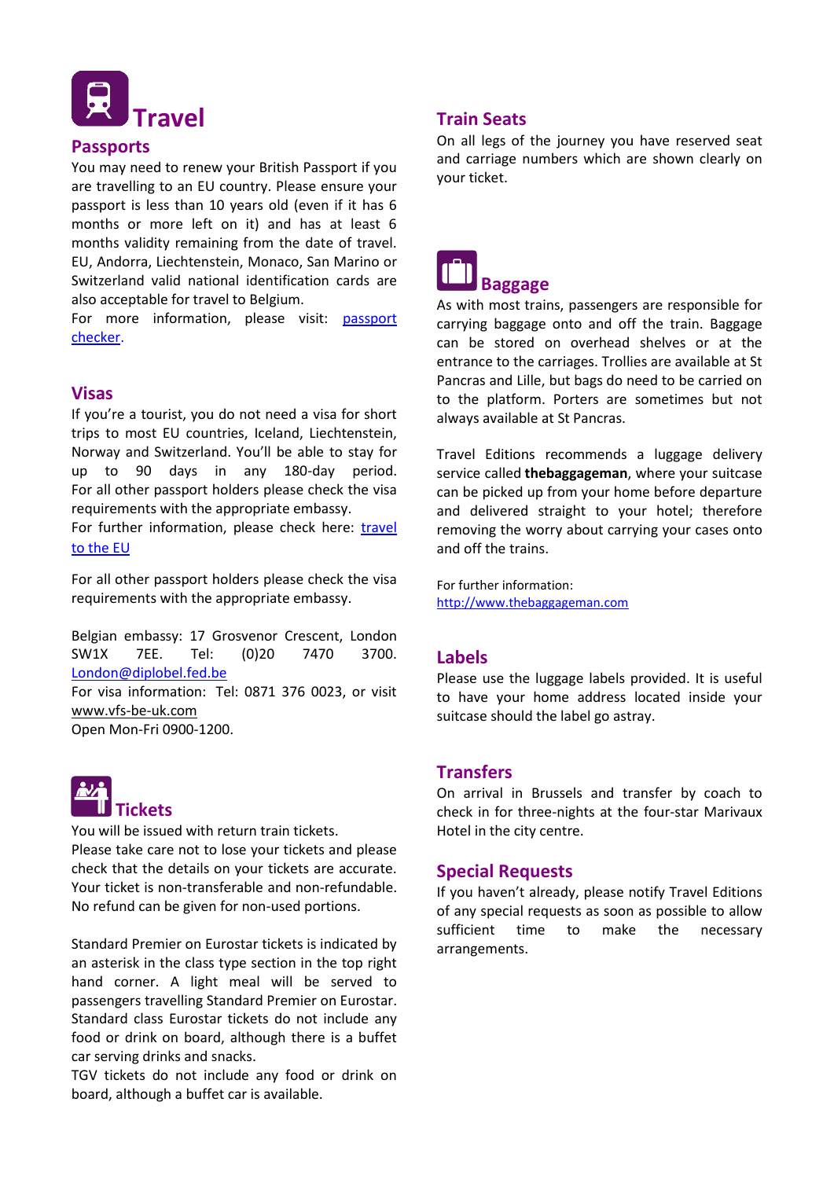# Travel

## Passports

You may need to renew your British Passport if you are travelling to an EU country. Please ensure your passport is less than 10 years old (even if it has 6 months or more left on it) and has at least 6 months validity remaining from the date of travel. EU, Andorra, Liechtenstein, Monaco, San Marino or Switzerland valid national identification cards are also acceptable for travel to Belgium.

For more information, please visit: [passport checker](passport checker).

## Visas

If you're a tourist, you do not need a visa for short trips to most EU countries, Iceland, Liechtenstein, Norway and Switzerland. You'll be able to stay for up to 90 days in any 180-day period. For all other passport holders please check the visa requirements with the appropriate embassy.

For further information, please check here: [travel to the EU](travel to the EU)

For all other passport holders please check the visa requirements with the appropriate embassy.

Belgian embassy: 17 Grosvenor Crescent, London SW1X 7EE. Tel: (0)20 7470 3700. London@diplobel.fed.be

For visa information: Tel: 0871 376 0023, or visit www.vfs-be-uk.com

Open Mon-Fri 0900-1200.

## Tickets

You will be issued with return train tickets.

Please take care not to lose your tickets and please check that the details on your tickets are accurate. Your ticket is non-transferable and non-refundable. No refund can be given for non-used portions.

Standard Premier on Eurostar tickets is indicated by an asterisk in the class type section in the top right hand corner. A light meal will be served to passengers travelling Standard Premier on Eurostar. Standard class Eurostar tickets do not include any food or drink on board, although there is a buffet car serving drinks and snacks.

TGV tickets do not include any food or drink on board, although a buffet car is available.

## Train Seats

On all legs of the journey you have reserved seat and carriage numbers which are shown clearly on your ticket.

## Baggage

As with most trains, passengers are responsible for carrying baggage onto and off the train. Baggage can be stored on overhead shelves or at the entrance to the carriages. Trollies are available at St Pancras and Lille, but bags do need to be carried on to the platform. Porters are sometimes but not always available at St Pancras.

Travel Editions recommends a luggage delivery service called **thebaggageman**, where your suitcase can be picked up from your home before departure and delivered straight to your hotel; therefore removing the worry about carrying your cases onto and off the trains.

For further information:
http://www.thebaggageman.com

## Labels

Please use the luggage labels provided. It is useful to have your home address located inside your suitcase should the label go astray.

## Transfers

On arrival in Brussels and transfer by coach to check in for three-nights at the four-star Marivaux Hotel in the city centre.

## Special Requests

If you haven't already, please notify Travel Editions of any special requests as soon as possible to allow sufficient time to make the necessary arrangements.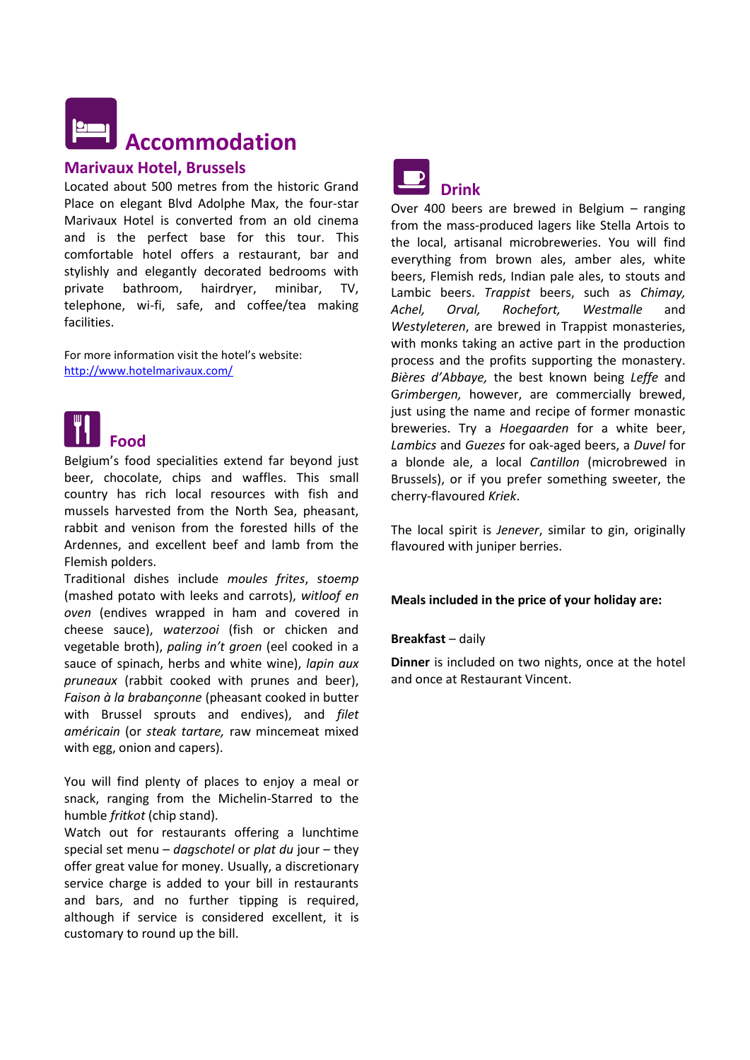# Accommodation

## Marivaux Hotel, Brussels

Located about 500 metres from the historic Grand Place on elegant Blvd Adolphe Max, the four-star Marivaux Hotel is converted from an old cinema and is the perfect base for this tour. This comfortable hotel offers a restaurant, bar and stylishly and elegantly decorated bedrooms with private bathroom, hairdryer, minibar, TV, telephone, wi-fi, safe, and coffee/tea making facilities.

For more information visit the hotel's website: http://www.hotelmarivaux.com/

# Food

Belgium's food specialities extend far beyond just beer, chocolate, chips and waffles. This small country has rich local resources with fish and mussels harvested from the North Sea, pheasant, rabbit and venison from the forested hills of the Ardennes, and excellent beef and lamb from the Flemish polders.

Traditional dishes include *moules frites*, *stoemp* (mashed potato with leeks and carrots), *witloof en oven* (endives wrapped in ham and covered in cheese sauce), *waterzooi* (fish or chicken and vegetable broth), *paling in't groen* (eel cooked in a sauce of spinach, herbs and white wine), *lapin aux pruneaux* (rabbit cooked with prunes and beer), *Faison à la brabançonne* (pheasant cooked in butter with Brussel sprouts and endives), and *filet américain* (or *steak tartare,* raw mincemeat mixed with egg, onion and capers).

You will find plenty of places to enjoy a meal or snack, ranging from the Michelin-Starred to the humble *fritkot* (chip stand).

Watch out for restaurants offering a lunchtime special set menu – *dagschotel* or *plat du* jour – they offer great value for money. Usually, a discretionary service charge is added to your bill in restaurants and bars, and no further tipping is required, although if service is considered excellent, it is customary to round up the bill.

# Drink

Over 400 beers are brewed in Belgium – ranging from the mass-produced lagers like Stella Artois to the local, artisanal microbreweries. You will find everything from brown ales, amber ales, white beers, Flemish reds, Indian pale ales, to stouts and Lambic beers. *Trappist* beers, such as *Chimay, Achel, Orval, Rochefort, Westmalle* and *Westyleteren*, are brewed in Trappist monasteries, with monks taking an active part in the production process and the profits supporting the monastery. *Bières d'Abbaye,* the best known being *Leffe* and Grimbergen, however, are commercially brewed, just using the name and recipe of former monastic breweries. Try a *Hoegaarden* for a white beer, *Lambics* and *Guezes* for oak-aged beers, a *Duvel* for a blonde ale, a local *Cantillon* (microbrewed in Brussels), or if you prefer something sweeter, the cherry-flavoured *Kriek*.

The local spirit is *Jenever*, similar to gin, originally flavoured with juniper berries.

**Meals included in the price of your holiday are:**

**Breakfast** – daily

**Dinner** is included on two nights, once at the hotel and once at Restaurant Vincent.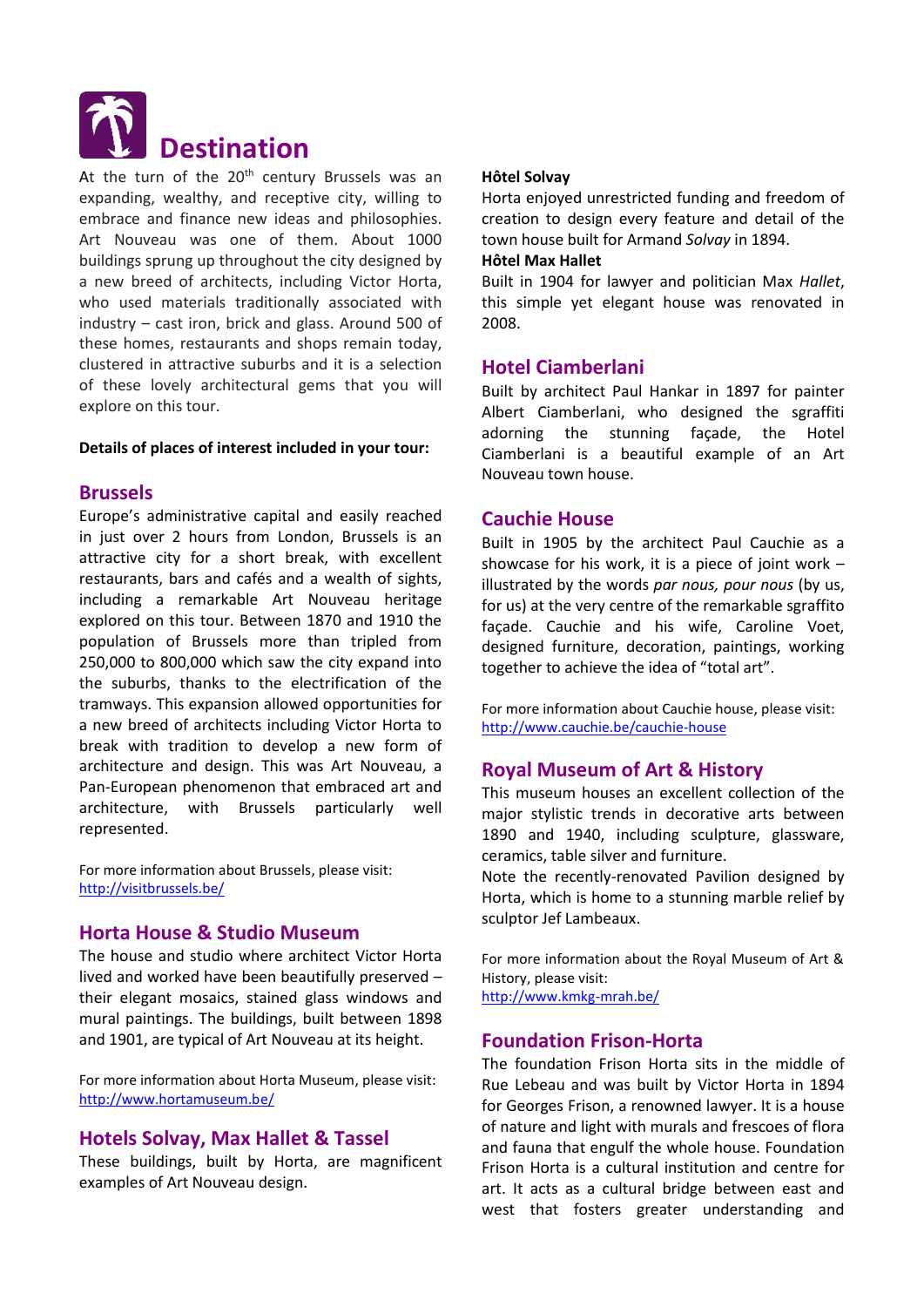# Destination

At the turn of the 20th century Brussels was an expanding, wealthy, and receptive city, willing to embrace and finance new ideas and philosophies. Art Nouveau was one of them. About 1000 buildings sprung up throughout the city designed by a new breed of architects, including Victor Horta, who used materials traditionally associated with industry – cast iron, brick and glass. Around 500 of these homes, restaurants and shops remain today, clustered in attractive suburbs and it is a selection of these lovely architectural gems that you will explore on this tour.

**Details of places of interest included in your tour:**

## Brussels

Europe's administrative capital and easily reached in just over 2 hours from London, Brussels is an attractive city for a short break, with excellent restaurants, bars and cafés and a wealth of sights, including a remarkable Art Nouveau heritage explored on this tour. Between 1870 and 1910 the population of Brussels more than tripled from 250,000 to 800,000 which saw the city expand into the suburbs, thanks to the electrification of the tramways. This expansion allowed opportunities for a new breed of architects including Victor Horta to break with tradition to develop a new form of architecture and design. This was Art Nouveau, a Pan-European phenomenon that embraced art and architecture, with Brussels particularly well represented.

For more information about Brussels, please visit:
http://visitbrussels.be/

## Horta House & Studio Museum

The house and studio where architect Victor Horta lived and worked have been beautifully preserved – their elegant mosaics, stained glass windows and mural paintings. The buildings, built between 1898 and 1901, are typical of Art Nouveau at its height.

For more information about Horta Museum, please visit:
http://www.hortamuseum.be/

## Hotels Solvay, Max Hallet & Tassel

These buildings, built by Horta, are magnificent examples of Art Nouveau design.

**Hôtel Solvay**

Horta enjoyed unrestricted funding and freedom of creation to design every feature and detail of the town house built for Armand *Solvay* in 1894.

**Hôtel Max Hallet**

Built in 1904 for lawyer and politician Max *Hallet*, this simple yet elegant house was renovated in 2008.

## Hotel Ciamberlani

Built by architect Paul Hankar in 1897 for painter Albert Ciamberlani, who designed the sgraffiti adorning the stunning façade, the Hotel Ciamberlani is a beautiful example of an Art Nouveau town house.

## Cauchie House

Built in 1905 by the architect Paul Cauchie as a showcase for his work, it is a piece of joint work – illustrated by the words *par nous, pour nous* (by us, for us) at the very centre of the remarkable sgraffito façade. Cauchie and his wife, Caroline Voet, designed furniture, decoration, paintings, working together to achieve the idea of "total art".

For more information about Cauchie house, please visit:
http://www.cauchie.be/cauchie-house

## Royal Museum of Art & History

This museum houses an excellent collection of the major stylistic trends in decorative arts between 1890 and 1940, including sculpture, glassware, ceramics, table silver and furniture.

Note the recently-renovated Pavilion designed by Horta, which is home to a stunning marble relief by sculptor Jef Lambeaux.

For more information about the Royal Museum of Art & History, please visit:
http://www.kmkg-mrah.be/

## Foundation Frison-Horta

The foundation Frison Horta sits in the middle of Rue Lebeau and was built by Victor Horta in 1894 for Georges Frison, a renowned lawyer. It is a house of nature and light with murals and frescoes of flora and fauna that engulf the whole house. Foundation Frison Horta is a cultural institution and centre for art. It acts as a cultural bridge between east and west that fosters greater understanding and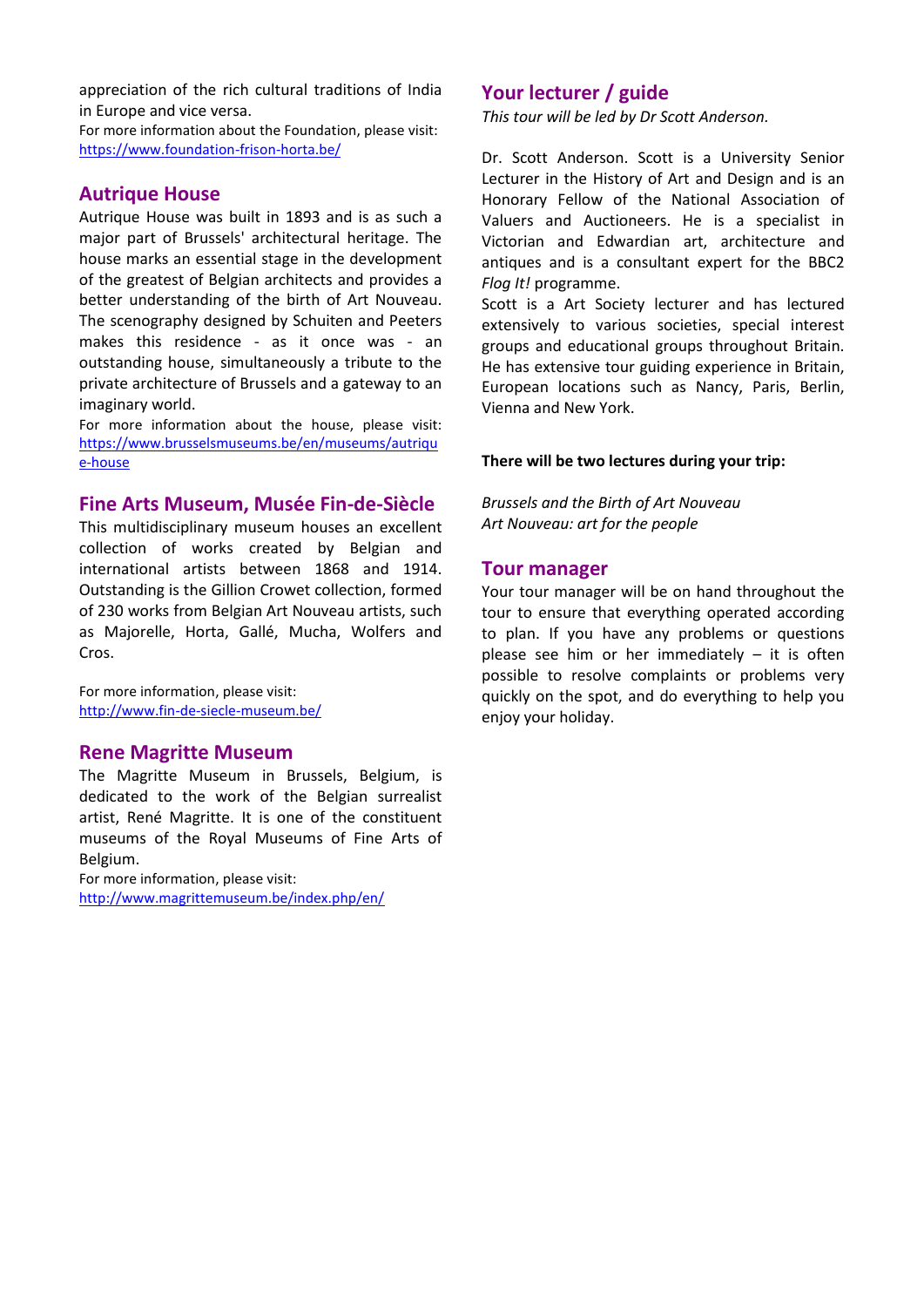appreciation of the rich cultural traditions of India in Europe and vice versa.

For more information about the Foundation, please visit: https://www.foundation-frison-horta.be/

## Autrique House

Autrique House was built in 1893 and is as such a major part of Brussels' architectural heritage. The house marks an essential stage in the development of the greatest of Belgian architects and provides a better understanding of the birth of Art Nouveau. The scenography designed by Schuiten and Peeters makes this residence - as it once was - an outstanding house, simultaneously a tribute to the private architecture of Brussels and a gateway to an imaginary world.

For more information about the house, please visit: https://www.brusselsmuseums.be/en/museums/autrique-house

## Fine Arts Museum, Musée Fin-de-Siècle

This multidisciplinary museum houses an excellent collection of works created by Belgian and international artists between 1868 and 1914. Outstanding is the Gillion Crowet collection, formed of 230 works from Belgian Art Nouveau artists, such as Majorelle, Horta, Gallé, Mucha, Wolfers and Cros.

For more information, please visit: http://www.fin-de-siecle-museum.be/

## Rene Magritte Museum

The Magritte Museum in Brussels, Belgium, is dedicated to the work of the Belgian surrealist artist, René Magritte. It is one of the constituent museums of the Royal Museums of Fine Arts of Belgium.

For more information, please visit: http://www.magrittemuseum.be/index.php/en/

## Your lecturer / guide

*This tour will be led by Dr Scott Anderson.*

Dr. Scott Anderson. Scott is a University Senior Lecturer in the History of Art and Design and is an Honorary Fellow of the National Association of Valuers and Auctioneers. He is a specialist in Victorian and Edwardian art, architecture and antiques and is a consultant expert for the BBC2 *Flog It!* programme.

Scott is a Art Society lecturer and has lectured extensively to various societies, special interest groups and educational groups throughout Britain. He has extensive tour guiding experience in Britain, European locations such as Nancy, Paris, Berlin, Vienna and New York.

**There will be two lectures during your trip:**

*Brussels and the Birth of Art Nouveau*
*Art Nouveau: art for the people*

## Tour manager

Your tour manager will be on hand throughout the tour to ensure that everything operated according to plan. If you have any problems or questions please see him or her immediately – it is often possible to resolve complaints or problems very quickly on the spot, and do everything to help you enjoy your holiday.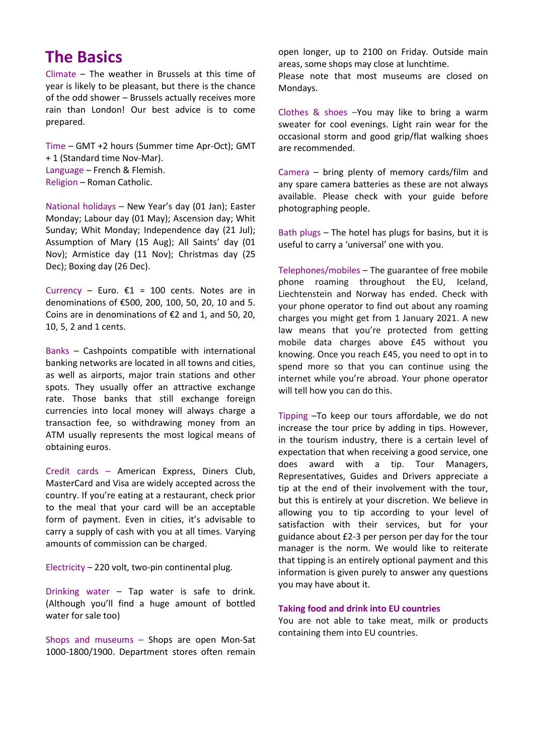# The Basics

Climate – The weather in Brussels at this time of year is likely to be pleasant, but there is the chance of the odd shower – Brussels actually receives more rain than London! Our best advice is to come prepared.

Time – GMT +2 hours (Summer time Apr-Oct); GMT + 1 (Standard time Nov-Mar).
Language – French & Flemish.
Religion – Roman Catholic.

National holidays – New Year's day (01 Jan); Easter Monday; Labour day (01 May); Ascension day; Whit Sunday; Whit Monday; Independence day (21 Jul); Assumption of Mary (15 Aug); All Saints' day (01 Nov); Armistice day (11 Nov); Christmas day (25 Dec); Boxing day (26 Dec).

Currency – Euro. €1 = 100 cents. Notes are in denominations of €500, 200, 100, 50, 20, 10 and 5. Coins are in denominations of €2 and 1, and 50, 20, 10, 5, 2 and 1 cents.

Banks – Cashpoints compatible with international banking networks are located in all towns and cities, as well as airports, major train stations and other spots. They usually offer an attractive exchange rate. Those banks that still exchange foreign currencies into local money will always charge a transaction fee, so withdrawing money from an ATM usually represents the most logical means of obtaining euros.

Credit cards – American Express, Diners Club, MasterCard and Visa are widely accepted across the country. If you're eating at a restaurant, check prior to the meal that your card will be an acceptable form of payment. Even in cities, it's advisable to carry a supply of cash with you at all times. Varying amounts of commission can be charged.

Electricity – 220 volt, two-pin continental plug.

Drinking water – Tap water is safe to drink. (Although you'll find a huge amount of bottled water for sale too)

Shops and museums – Shops are open Mon-Sat 1000-1800/1900. Department stores often remain open longer, up to 2100 on Friday. Outside main areas, some shops may close at lunchtime.
Please note that most museums are closed on Mondays.

Clothes & shoes –You may like to bring a warm sweater for cool evenings. Light rain wear for the occasional storm and good grip/flat walking shoes are recommended.

Camera – bring plenty of memory cards/film and any spare camera batteries as these are not always available. Please check with your guide before photographing people.

Bath plugs – The hotel has plugs for basins, but it is useful to carry a 'universal' one with you.

Telephones/mobiles – The guarantee of free mobile phone roaming throughout the EU, Iceland, Liechtenstein and Norway has ended. Check with your phone operator to find out about any roaming charges you might get from 1 January 2021. A new law means that you're protected from getting mobile data charges above £45 without you knowing. Once you reach £45, you need to opt in to spend more so that you can continue using the internet while you're abroad. Your phone operator will tell how you can do this.

Tipping –To keep our tours affordable, we do not increase the tour price by adding in tips. However, in the tourism industry, there is a certain level of expectation that when receiving a good service, one does award with a tip. Tour Managers, Representatives, Guides and Drivers appreciate a tip at the end of their involvement with the tour, but this is entirely at your discretion. We believe in allowing you to tip according to your level of satisfaction with their services, but for your guidance about £2-3 per person per day for the tour manager is the norm. We would like to reiterate that tipping is an entirely optional payment and this information is given purely to answer any questions you may have about it.

**Taking food and drink into EU countries**

You are not able to take meat, milk or products containing them into EU countries.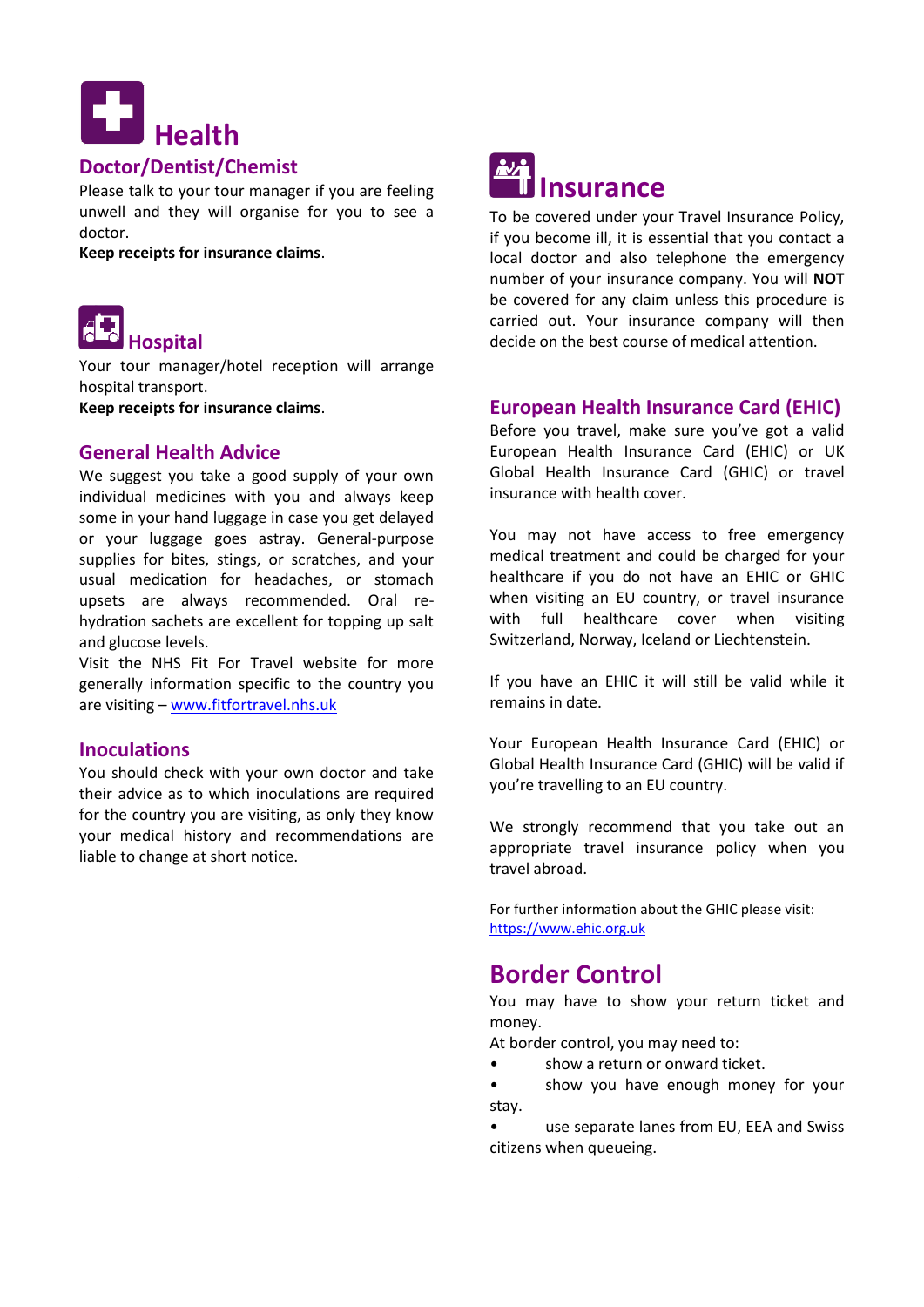# Health

## Doctor/Dentist/Chemist

Please talk to your tour manager if you are feeling unwell and they will organise for you to see a doctor.

**Keep receipts for insurance claims**.

## Hospital

Your tour manager/hotel reception will arrange hospital transport.

**Keep receipts for insurance claims**.

## General Health Advice

We suggest you take a good supply of your own individual medicines with you and always keep some in your hand luggage in case you get delayed or your luggage goes astray. General-purpose supplies for bites, stings, or scratches, and your usual medication for headaches, or stomach upsets are always recommended. Oral re-hydration sachets are excellent for topping up salt and glucose levels.

Visit the NHS Fit For Travel website for more generally information specific to the country you are visiting – [www.fitfortravel.nhs.uk](http://www.fitfortravel.nhs.uk)

## Inoculations

You should check with your own doctor and take their advice as to which inoculations are required for the country you are visiting, as only they know your medical history and recommendations are liable to change at short notice.

# Insurance

To be covered under your Travel Insurance Policy, if you become ill, it is essential that you contact a local doctor and also telephone the emergency number of your insurance company. You will **NOT** be covered for any claim unless this procedure is carried out. Your insurance company will then decide on the best course of medical attention.

## European Health Insurance Card (EHIC)

Before you travel, make sure you've got a valid European Health Insurance Card (EHIC) or UK Global Health Insurance Card (GHIC) or travel insurance with health cover.

You may not have access to free emergency medical treatment and could be charged for your healthcare if you do not have an EHIC or GHIC when visiting an EU country, or travel insurance with full healthcare cover when visiting Switzerland, Norway, Iceland or Liechtenstein.

If you have an EHIC it will still be valid while it remains in date.

Your European Health Insurance Card (EHIC) or Global Health Insurance Card (GHIC) will be valid if you're travelling to an EU country.

We strongly recommend that you take out an appropriate travel insurance policy when you travel abroad.

For further information about the GHIC please visit: [https://www.ehic.org.uk](https://www.ehic.org.uk)

# Border Control

You may have to show your return ticket and money.

At border control, you may need to:

- show a return or onward ticket.
- show you have enough money for your stay.
- use separate lanes from EU, EEA and Swiss citizens when queueing.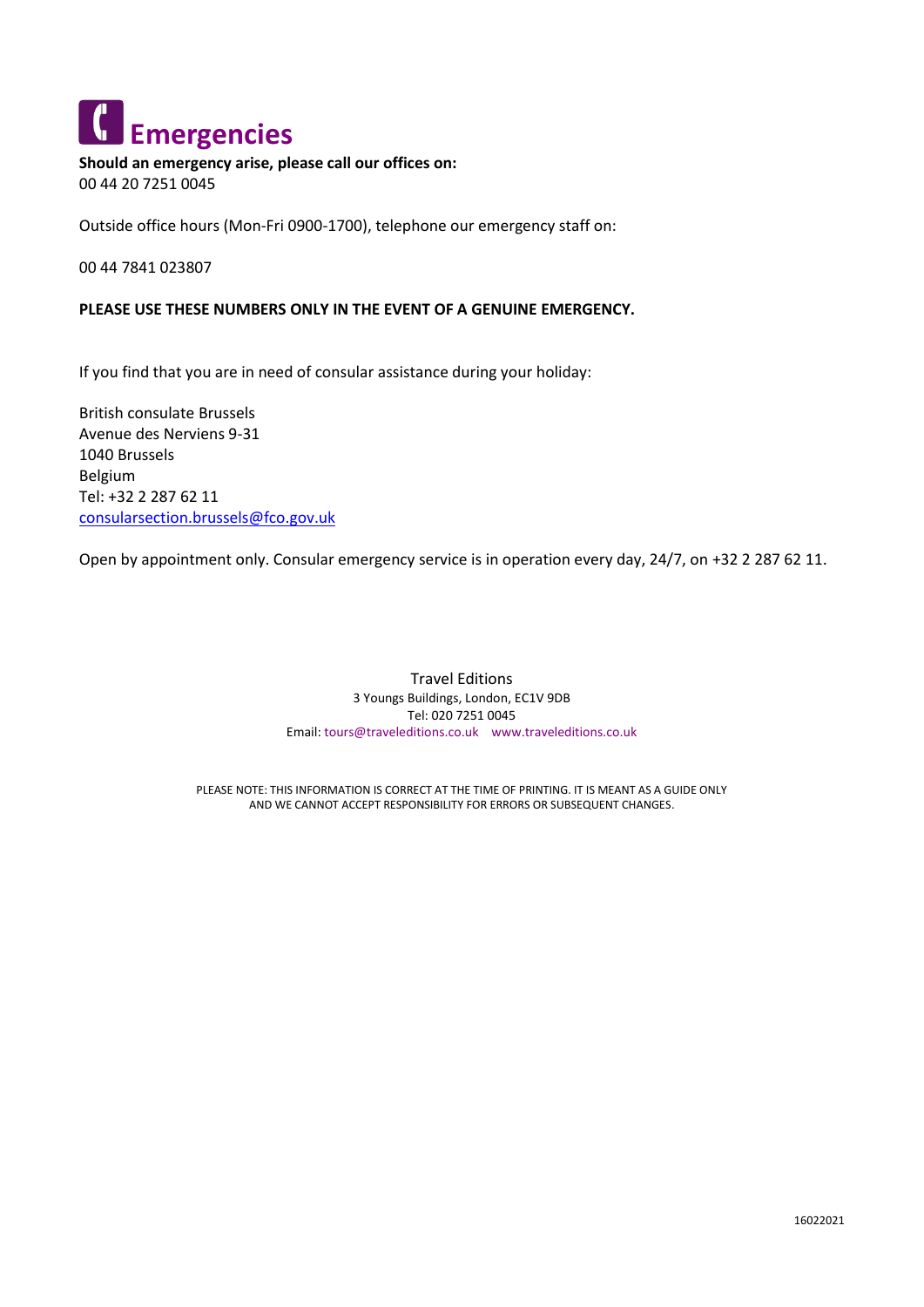# Emergencies

**Should an emergency arise, please call our offices on:**
00 44 20 7251 0045

Outside office hours (Mon-Fri 0900-1700), telephone our emergency staff on:

00 44 7841 023807

**PLEASE USE THESE NUMBERS ONLY IN THE EVENT OF A GENUINE EMERGENCY.**

If you find that you are in need of consular assistance during your holiday:

British consulate Brussels
Avenue des Nerviens 9-31
1040 Brussels
Belgium
Tel: +32 2 287 62 11
consularsection.brussels@fco.gov.uk

Open by appointment only. Consular emergency service is in operation every day, 24/7, on +32 2 287 62 11.

Travel Editions
3 Youngs Buildings, London, EC1V 9DB
Tel: 020 7251 0045
Email: tours@traveleditions.co.uk www.traveleditions.co.uk

PLEASE NOTE: THIS INFORMATION IS CORRECT AT THE TIME OF PRINTING. IT IS MEANT AS A GUIDE ONLY AND WE CANNOT ACCEPT RESPONSIBILITY FOR ERRORS OR SUBSEQUENT CHANGES.

16022021